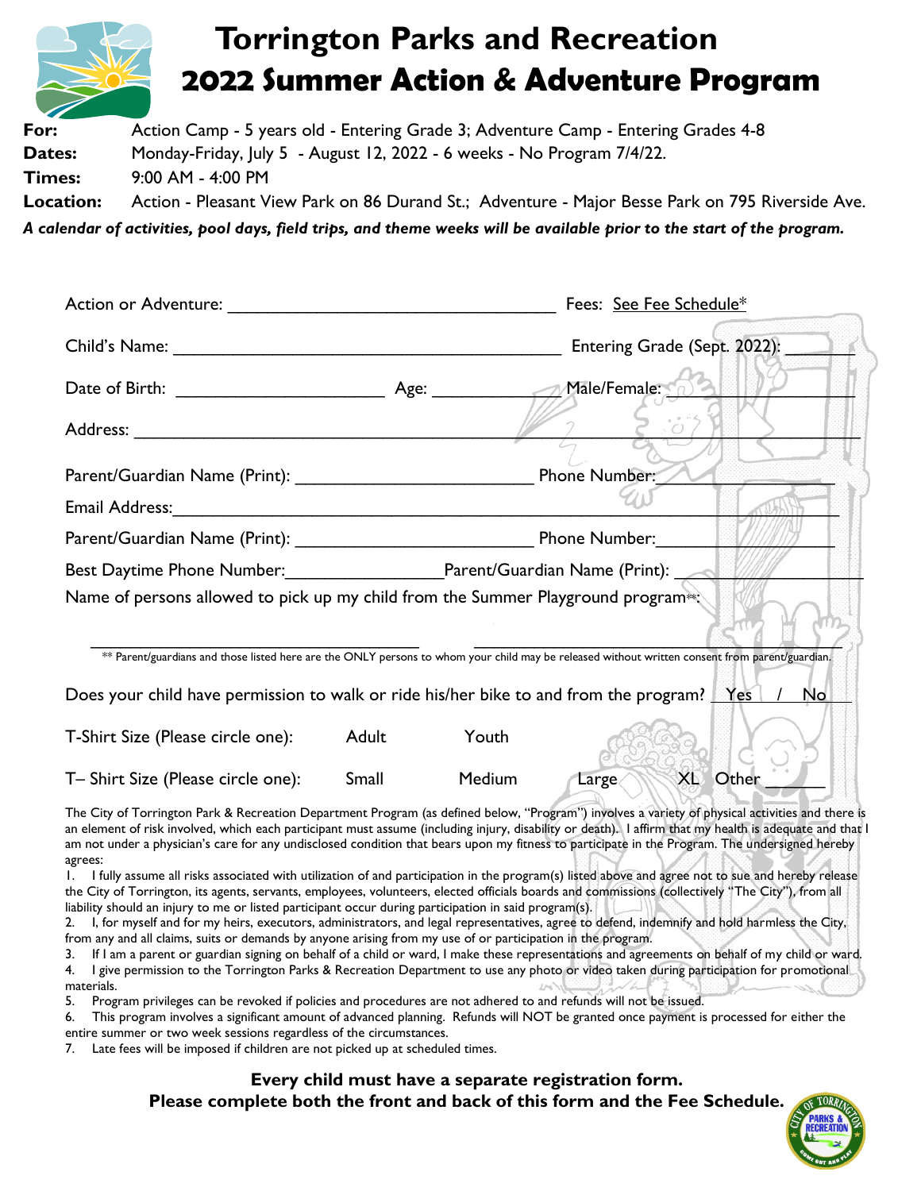# Torrington Parks and Recreation
## 2022 Summer Action & Adventure Program

**For:** Action Camp - 5 years old - Entering Grade 3; Adventure Camp - Entering Grades 4-8

**Dates:** Monday-Friday, July 5 - August 12, 2022 - 6 weeks - No Program 7/4/22.

**Times:** 9:00 AM - 4:00 PM

**Location:** Action - Pleasant View Park on 86 Durand St.; Adventure - Major Besse Park on 795 Riverside Ave.

***A calendar of activities, pool days, field trips, and theme weeks will be available prior to the start of the program.***

Action or Adventure: ___________________________________ Fees: See Fee Schedule*

Child's Name: __________________________________________ Entering Grade (Sept. 2022): _______

Date of Birth: ______________________ Age: ____________ Male/Female: ______________

Address: ___________________________________________________________________________

Parent/Guardian Name (Print): __________________________ Phone Number: ________________

Email Address: _______________________________________________________________________

Parent/Guardian Name (Print): __________________________ Phone Number: ________________

Best Daytime Phone Number: _________________ Parent/Guardian Name (Print): _______________

Name of persons allowed to pick up my child from the Summer Playground program**:

___________________________________ ___________________________________

** Parent/guardians and those listed here are the ONLY persons to whom your child may be released without written consent from parent/guardian.

Does your child have permission to walk or ride his/her bike to and from the program? Yes / No

T-Shirt Size (Please circle one): Adult Youth

T– Shirt Size (Please circle one): Small Medium Large XL Other ______

The City of Torrington Park & Recreation Department Program (as defined below, "Program") involves a variety of physical activities and there is an element of risk involved, which each participant must assume (including injury, disability or death). I affirm that my health is adequate and that I am not under a physician's care for any undisclosed condition that bears upon my fitness to participate in the Program. The undersigned hereby agrees:

1. I fully assume all risks associated with utilization of and participation in the program(s) listed above and agree not to sue and hereby release the City of Torrington, its agents, servants, employees, volunteers, elected officials boards and commissions (collectively "The City"), from all liability should an injury to me or listed participant occur during participation in said program(s).
2. I, for myself and for my heirs, executors, administrators, and legal representatives, agree to defend, indemnify and hold harmless the City, from any and all claims, suits or demands by anyone arising from my use of or participation in the program.
3. If I am a parent or guardian signing on behalf of a child or ward, I make these representations and agreements on behalf of my child or ward.
4. I give permission to the Torrington Parks & Recreation Department to use any photo or video taken during participation for promotional materials.
5. Program privileges can be revoked if policies and procedures are not adhered to and refunds will not be issued.
6. This program involves a significant amount of advanced planning. Refunds will NOT be granted once payment is processed for either the entire summer or two week sessions regardless of the circumstances.
7. Late fees will be imposed if children are not picked up at scheduled times.

**Every child must have a separate registration form.**
**Please complete both the front and back of this form and the Fee Schedule.**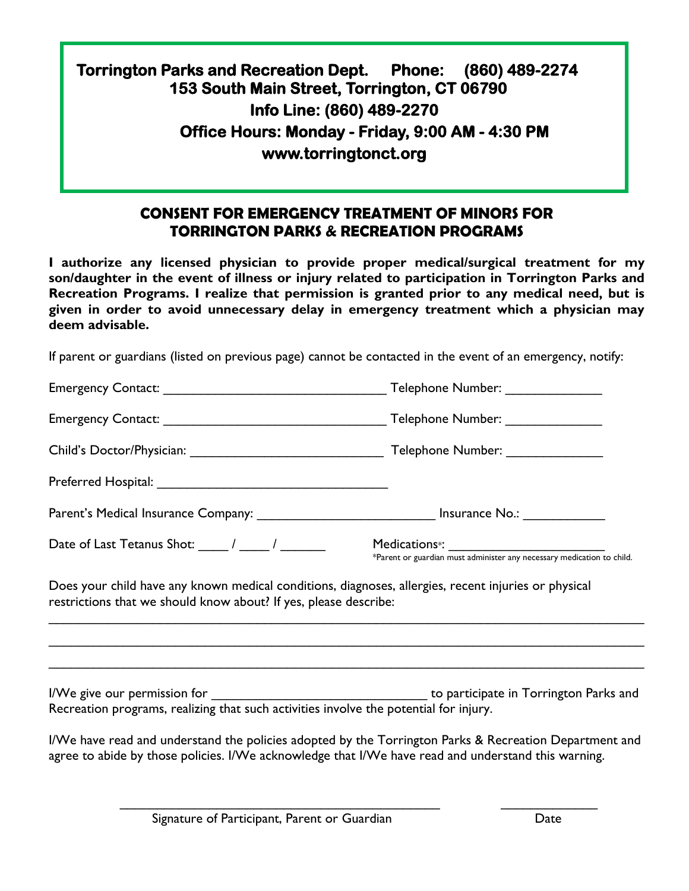**Torrington Parks and Recreation Dept. Phone: (860) 489-2274**
**153 South Main Street, Torrington, CT 06790**
**Info Line: (860) 489-2270**
**Office Hours: Monday - Friday, 9:00 AM - 4:30 PM**
**www.torringtonct.org**

## CONSENT FOR EMERGENCY TREATMENT OF MINORS FOR TORRINGTON PARKS & RECREATION PROGRAMS

**I authorize any licensed physician to provide proper medical/surgical treatment for my son/daughter in the event of illness or injury related to participation in Torrington Parks and Recreation Programs. I realize that permission is granted prior to any medical need, but is given in order to avoid unnecessary delay in emergency treatment which a physician may deem advisable.**

If parent or guardians (listed on previous page) cannot be contacted in the event of an emergency, notify:

Emergency Contact: ______________________________ Telephone Number: _____________

Emergency Contact: ______________________________ Telephone Number: _____________

Child's Doctor/Physician: ___________________________ Telephone Number: _____________

Preferred Hospital: ______________________________

Parent's Medical Insurance Company: ________________________ Insurance No.: ___________

Date of Last Tetanus Shot: ____ / ____ / ______ Medications*: _____________________

*Parent or guardian must administer any necessary medication to child.

Does your child have any known medical conditions, diagnoses, allergies, recent injuries or physical restrictions that we should know about? If yes, please describe:

_______________________________________________________________________________

_______________________________________________________________________________

_______________________________________________________________________________

I/We give our permission for ______________________________ to participate in Torrington Parks and Recreation programs, realizing that such activities involve the potential for injury.

I/We have read and understand the policies adopted by the Torrington Parks & Recreation Department and agree to abide by those policies. I/We acknowledge that I/We have read and understand this warning.

_____________________________________________ _____________
Signature of Participant, Parent or Guardian Date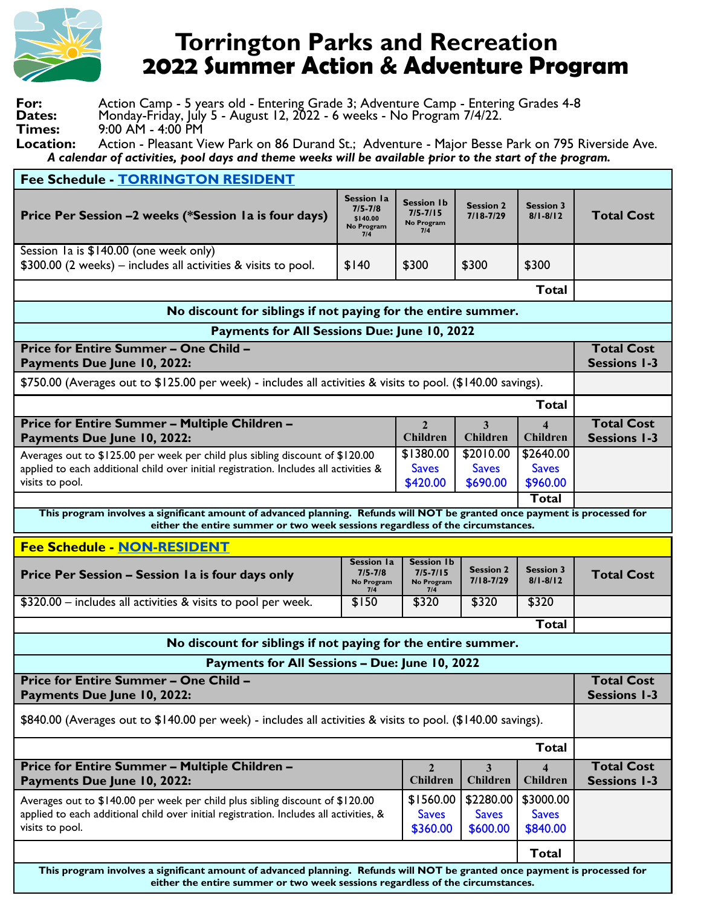# Torrington Parks and Recreation
# 2022 Summer Action & Adventure Program

**For:** Action Camp - 5 years old - Entering Grade 3; Adventure Camp - Entering Grades 4-8
**Dates:** Monday-Friday, July 5 - August 12, 2022 - 6 weeks - No Program 7/4/22.
**Times:** 9:00 AM - 4:00 PM
**Location:** Action - Pleasant View Park on 86 Durand St.; Adventure - Major Besse Park on 795 Riverside Ave.

***A calendar of activities, pool days and theme weeks will be available prior to the start of the program.***

## Fee Schedule - TORRINGTON RESIDENT

| Price Per Session –2 weeks (*Session 1a is four days) | Session 1a 7/5-7/8 $140.00 No Program 7/4 | Session 1b 7/5-7/15 No Program 7/4 | Session 2 7/18-7/29 | Session 3 8/1-8/12 | Total Cost |
|---|---|---|---|---|---|
| Session 1a is $140.00 (one week only) $300.00 (2 weeks) – includes all activities & visits to pool. | $140 | $300 | $300 | $300 | |
| | | | | **Total** | |

**No discount for siblings if not paying for the entire summer.**

**Payments for All Sessions Due: June 10, 2022**

| Price for Entire Summer – One Child – Payments Due June 10, 2022: | Total Cost Sessions 1-3 |
|---|---|
| $750.00 (Averages out to $125.00 per week) - includes all activities & visits to pool. ($140.00 savings). | |
| **Total** | |

| Price for Entire Summer – Multiple Children – Payments Due June 10, 2022: | 2 Children | 3 Children | 4 Children | Total Cost Sessions 1-3 |
|---|---|---|---|---|
| Averages out to $125.00 per week per child plus sibling discount of $120.00 applied to each additional child over initial registration. Includes all activities & visits to pool. | $1380.00 Saves $420.00 | $2010.00 Saves $690.00 | $2640.00 Saves $960.00 | |
| | | | **Total** | |

**This program involves a significant amount of advanced planning. Refunds will NOT be granted once payment is processed for either the entire summer or two week sessions regardless of the circumstances.**

## Fee Schedule - NON-RESIDENT

| Price Per Session – Session 1a is four days only | Session 1a 7/5-7/8 No Program 7/4 | Session 1b 7/5-7/15 No Program 7/4 | Session 2 7/18-7/29 | Session 3 8/1-8/12 | Total Cost |
|---|---|---|---|---|---|
| $320.00 – includes all activities & visits to pool per week. | $150 | $320 | $320 | $320 | |
| | | | | **Total** | |

**No discount for siblings if not paying for the entire summer.**

**Payments for All Sessions – Due: June 10, 2022**

| Price for Entire Summer – One Child – Payments Due June 10, 2022: | Total Cost Sessions 1-3 |
|---|---|
| $840.00 (Averages out to $140.00 per week) - includes all activities & visits to pool. ($140.00 savings). | |
| **Total** | |

| Price for Entire Summer – Multiple Children – Payments Due June 10, 2022: | 2 Children | 3 Children | 4 Children | Total Cost Sessions 1-3 |
|---|---|---|---|---|
| Averages out to $140.00 per week per child plus sibling discount of $120.00 applied to each additional child over initial registration. Includes all activities, & visits to pool. | $1560.00 Saves $360.00 | $2280.00 Saves $600.00 | $3000.00 Saves $840.00 | |
| | | | **Total** | |

**This program involves a significant amount of advanced planning. Refunds will NOT be granted once payment is processed for either the entire summer or two week sessions regardless of the circumstances.**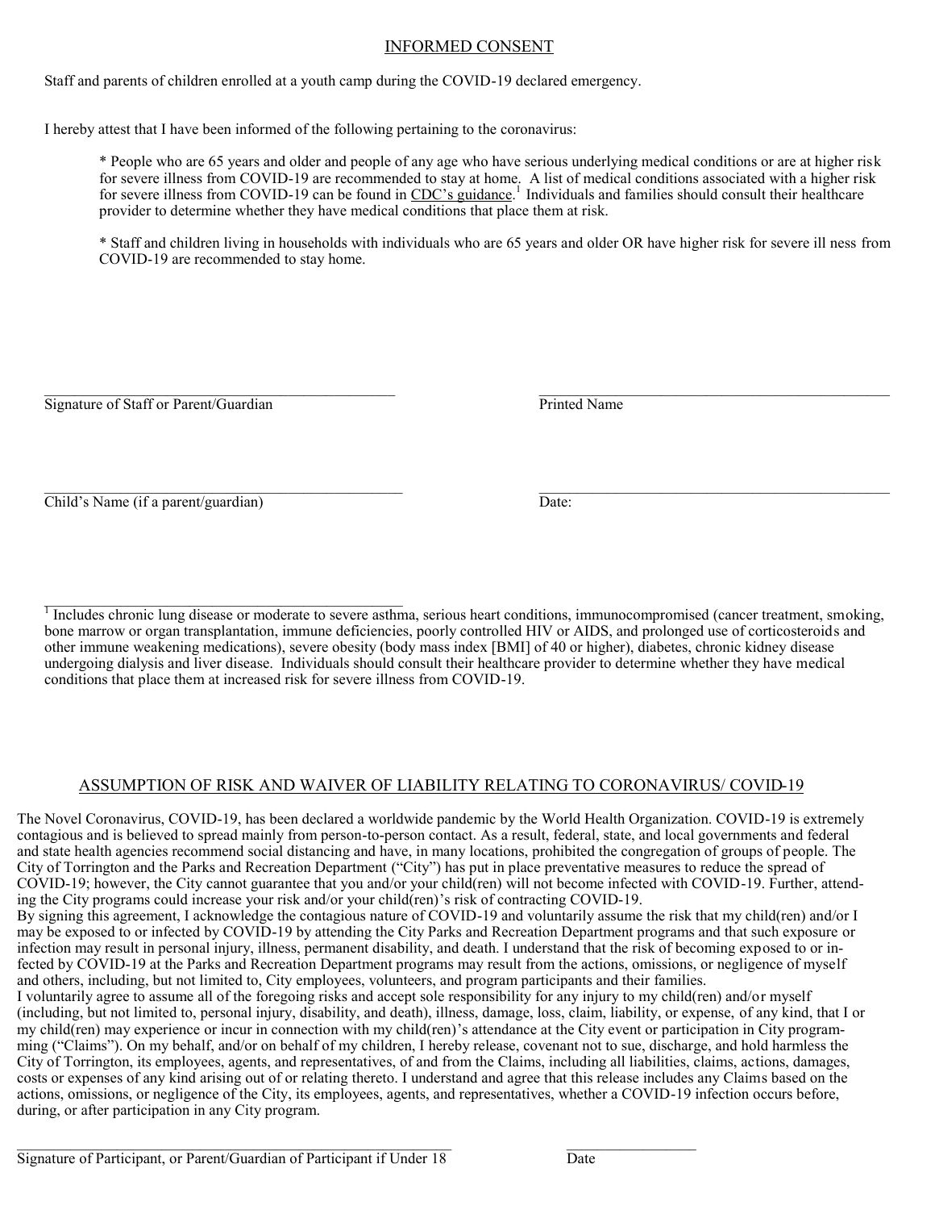## INFORMED CONSENT

Staff and parents of children enrolled at a youth camp during the COVID-19 declared emergency.

I hereby attest that I have been informed of the following pertaining to the coronavirus:

* People who are 65 years and older and people of any age who have serious underlying medical conditions or are at higher risk for severe illness from COVID-19 are recommended to stay at home. A list of medical conditions associated with a higher risk for severe illness from COVID-19 can be found in CDC's guidance.[1] Individuals and families should consult their healthcare provider to determine whether they have medical conditions that place them at risk.

* Staff and children living in households with individuals who are 65 years and older OR have higher risk for severe ill ness from COVID-19 are recommended to stay home.

\_\_\_\_\_\_\_\_\_\_\_\_\_\_\_\_\_\_\_\_\_\_\_\_\_\_\_\_\_\_\_\_\_\_\_\_\_\_\_\_\_\_\_\_
Signature of Staff or Parent/Guardian

\_\_\_\_\_\_\_\_\_\_\_\_\_\_\_\_\_\_\_\_\_\_\_\_\_\_\_\_\_\_\_\_\_\_\_\_\_\_\_\_\_\_\_\_
Printed Name

\_\_\_\_\_\_\_\_\_\_\_\_\_\_\_\_\_\_\_\_\_\_\_\_\_\_\_\_\_\_\_\_\_\_\_\_\_\_\_\_\_\_\_\_
Child's Name (if a parent/guardian)

\_\_\_\_\_\_\_\_\_\_\_\_\_\_\_\_\_\_\_\_\_\_\_\_\_\_\_\_\_\_\_\_\_\_\_\_\_\_\_\_\_\_\_\_
Date:

[1] Includes chronic lung disease or moderate to severe asthma, serious heart conditions, immunocompromised (cancer treatment, smoking, bone marrow or organ transplantation, immune deficiencies, poorly controlled HIV or AIDS, and prolonged use of corticosteroids and other immune weakening medications), severe obesity (body mass index [BMI] of 40 or higher), diabetes, chronic kidney disease undergoing dialysis and liver disease. Individuals should consult their healthcare provider to determine whether they have medical conditions that place them at increased risk for severe illness from COVID-19.

## ASSUMPTION OF RISK AND WAIVER OF LIABILITY RELATING TO CORONAVIRUS/ COVID-19

The Novel Coronavirus, COVID-19, has been declared a worldwide pandemic by the World Health Organization. COVID-19 is extremely contagious and is believed to spread mainly from person-to-person contact. As a result, federal, state, and local governments and federal and state health agencies recommend social distancing and have, in many locations, prohibited the congregation of groups of people. The City of Torrington and the Parks and Recreation Department ("City") has put in place preventative measures to reduce the spread of COVID-19; however, the City cannot guarantee that you and/or your child(ren) will not become infected with COVID-19. Further, attending the City programs could increase your risk and/or your child(ren)'s risk of contracting COVID-19.

By signing this agreement, I acknowledge the contagious nature of COVID-19 and voluntarily assume the risk that my child(ren) and/or I may be exposed to or infected by COVID-19 by attending the City Parks and Recreation Department programs and that such exposure or infection may result in personal injury, illness, permanent disability, and death. I understand that the risk of becoming exposed to or infected by COVID-19 at the Parks and Recreation Department programs may result from the actions, omissions, or negligence of myself and others, including, but not limited to, City employees, volunteers, and program participants and their families.

I voluntarily agree to assume all of the foregoing risks and accept sole responsibility for any injury to my child(ren) and/or myself (including, but not limited to, personal injury, disability, and death), illness, damage, loss, claim, liability, or expense, of any kind, that I or my child(ren) may experience or incur in connection with my child(ren)'s attendance at the City event or participation in City programming ("Claims"). On my behalf, and/or on behalf of my children, I hereby release, covenant not to sue, discharge, and hold harmless the City of Torrington, its employees, agents, and representatives, of and from the Claims, including all liabilities, claims, actions, damages, costs or expenses of any kind arising out of or relating thereto. I understand and agree that this release includes any Claims based on the actions, omissions, or negligence of the City, its employees, agents, and representatives, whether a COVID-19 infection occurs before, during, or after participation in any City program.

\_\_\_\_\_\_\_\_\_\_\_\_\_\_\_\_\_\_\_\_\_\_\_\_\_\_\_\_\_\_\_\_\_\_\_\_\_\_\_\_\_\_\_\_\_\_\_\_\_\_
Signature of Participant, or Parent/Guardian of Participant if Under 18

\_\_\_\_\_\_\_\_\_\_\_\_\_\_\_\_\_\_
Date